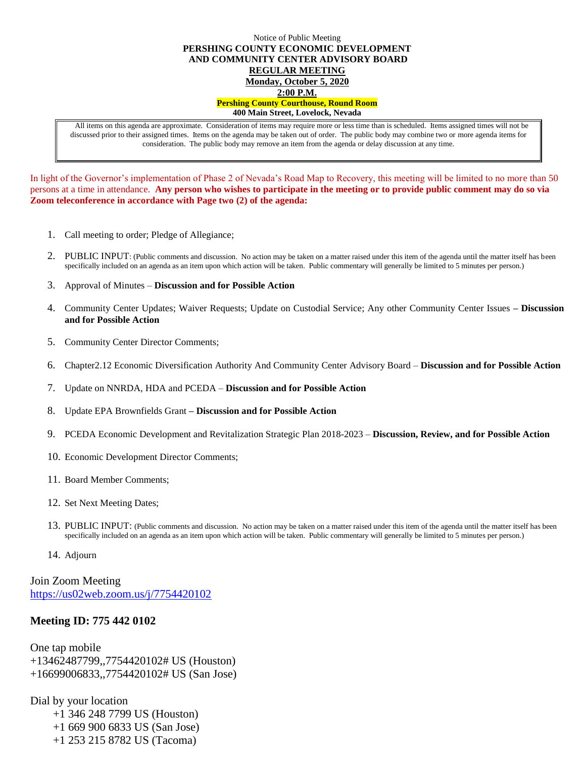Notice of Public Meeting

**PERSHING COUNTY ECONOMIC DEVELOPMENT**
**AND COMMUNITY CENTER ADVISORY BOARD**
**REGULAR MEETING**
**Monday, October 5, 2020**
**2:00 P.M.**
**Pershing County Courthouse, Round Room**
**400 Main Street, Lovelock, Nevada**

All items on this agenda are approximate. Consideration of items may require more or less time than is scheduled. Items assigned times will not be discussed prior to their assigned times. Items on the agenda may be taken out of order. The public body may combine two or more agenda items for consideration. The public body may remove an item from the agenda or delay discussion at any time.

In light of the Governor's implementation of Phase 2 of Nevada's Road Map to Recovery, this meeting will be limited to no more than 50 persons at a time in attendance. **Any person who wishes to participate in the meeting or to provide public comment may do so via Zoom teleconference in accordance with Page two (2) of the agenda:**

1. Call meeting to order; Pledge of Allegiance;
2. PUBLIC INPUT: (Public comments and discussion. No action may be taken on a matter raised under this item of the agenda until the matter itself has been specifically included on an agenda as an item upon which action will be taken. Public commentary will generally be limited to 5 minutes per person.)
3. Approval of Minutes – **Discussion and for Possible Action**
4. Community Center Updates; Waiver Requests; Update on Custodial Service; Any other Community Center Issues **– Discussion and for Possible Action**
5. Community Center Director Comments;
6. Chapter2.12 Economic Diversification Authority And Community Center Advisory Board – **Discussion and for Possible Action**
7. Update on NNRDA, HDA and PCEDA – **Discussion and for Possible Action**
8. Update EPA Brownfields Grant **– Discussion and for Possible Action**
9. PCEDA Economic Development and Revitalization Strategic Plan 2018-2023 – **Discussion, Review, and for Possible Action**
10. Economic Development Director Comments;
11. Board Member Comments;
12. Set Next Meeting Dates;
13. PUBLIC INPUT: (Public comments and discussion. No action may be taken on a matter raised under this item of the agenda until the matter itself has been specifically included on an agenda as an item upon which action will be taken. Public commentary will generally be limited to 5 minutes per person.)
14. Adjourn

Join Zoom Meeting
https://us02web.zoom.us/j/7754420102

**Meeting ID: 775 442 0102**

One tap mobile
+13462487799,,7754420102# US (Houston)
+16699006833,,7754420102# US (San Jose)

Dial by your location
+1 346 248 7799 US (Houston)
+1 669 900 6833 US (San Jose)
+1 253 215 8782 US (Tacoma)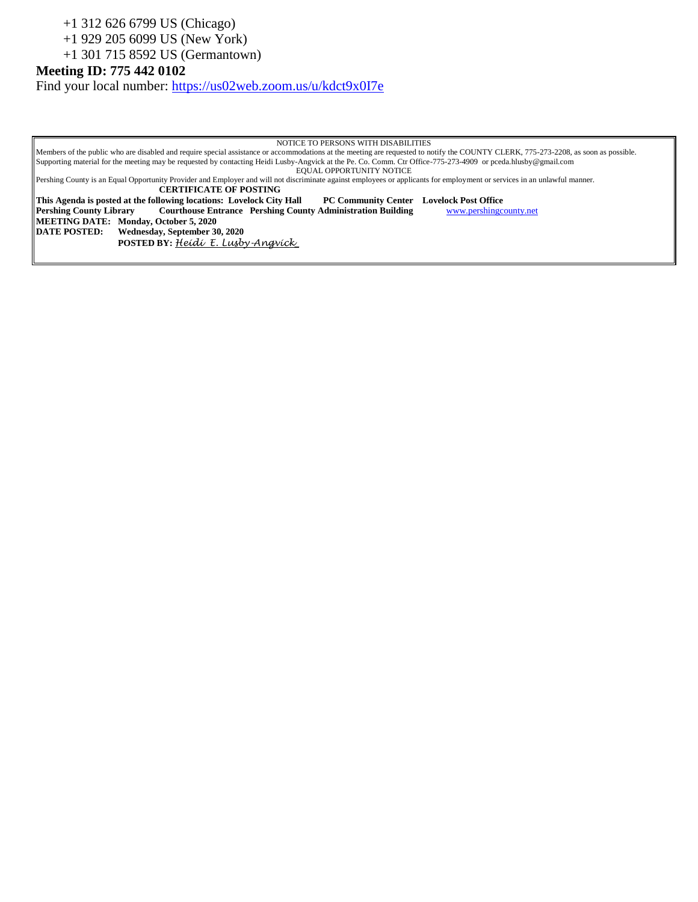+1 312 626 6799 US (Chicago)

+1 929 205 6099 US (New York)

+1 301 715 8592 US (Germantown)

**Meeting ID: 775 442 0102**

Find your local number: https://us02web.zoom.us/u/kdct9x0I7e

NOTICE TO PERSONS WITH DISABILITIES

Members of the public who are disabled and require special assistance or accommodations at the meeting are requested to notify the COUNTY CLERK, 775-273-2208, as soon as possible.
Supporting material for the meeting may be requested by contacting Heidi Lusby-Angvick at the Pe. Co. Comm. Ctr Office-775-273-4909 or pceda.hlusby@gmail.com

EQUAL OPPORTUNITY NOTICE

Pershing County is an Equal Opportunity Provider and Employer and will not discriminate against employees or applicants for employment or services in an unlawful manner.

**CERTIFICATE OF POSTING**

**This Agenda is posted at the following locations: Lovelock City Hall PC Community Center Lovelock Post Office**
**Pershing County Library Courthouse Entrance Pershing County Administration Building** www.pershingcounty.net

**MEETING DATE: Monday, October 5, 2020**

**DATE POSTED: Wednesday, September 30, 2020**

**POSTED BY:** *Heidi E. Lusby-Angvick*